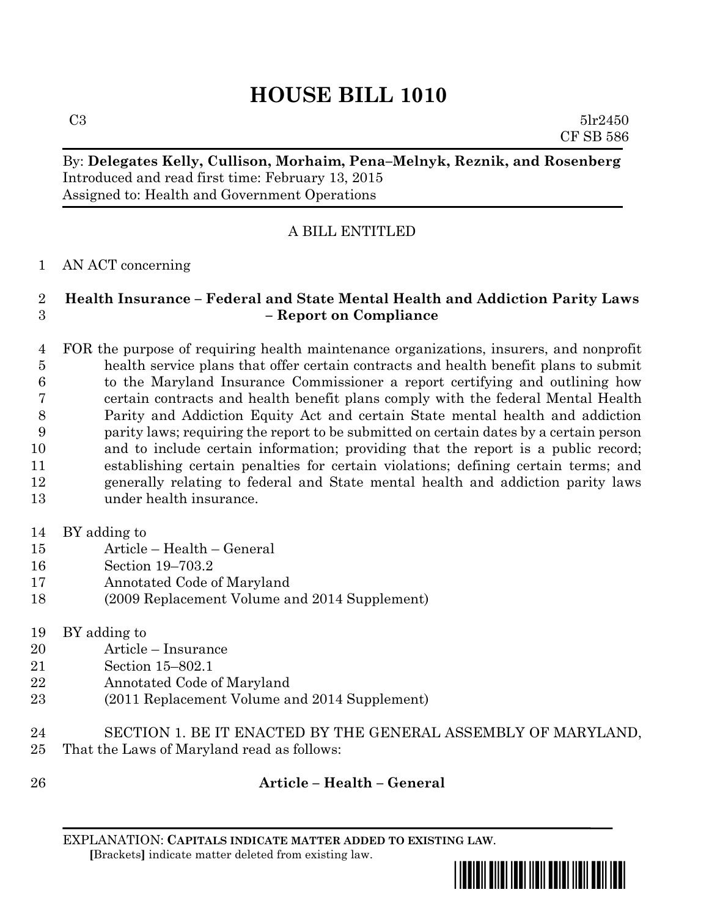# HOUSE BILL 1010

C3 5lr2450
CF SB 586

By: **Delegates Kelly, Cullison, Morhaim, Pena–Melnyk, Reznik, and Rosenberg**
Introduced and read first time: February 13, 2015
Assigned to: Health and Government Operations

A BILL ENTITLED

1 AN ACT concerning

2 **Health Insurance – Federal and State Mental Health and Addiction Parity Laws**
3 **– Report on Compliance**

4 FOR the purpose of requiring health maintenance organizations, insurers, and nonprofit
5 health service plans that offer certain contracts and health benefit plans to submit
6 to the Maryland Insurance Commissioner a report certifying and outlining how
7 certain contracts and health benefit plans comply with the federal Mental Health
8 Parity and Addiction Equity Act and certain State mental health and addiction
9 parity laws; requiring the report to be submitted on certain dates by a certain person
10 and to include certain information; providing that the report is a public record;
11 establishing certain penalties for certain violations; defining certain terms; and
12 generally relating to federal and State mental health and addiction parity laws
13 under health insurance.

14 BY adding to
15 Article – Health – General
16 Section 19–703.2
17 Annotated Code of Maryland
18 (2009 Replacement Volume and 2014 Supplement)

19 BY adding to
20 Article – Insurance
21 Section 15–802.1
22 Annotated Code of Maryland
23 (2011 Replacement Volume and 2014 Supplement)

24 SECTION 1. BE IT ENACTED BY THE GENERAL ASSEMBLY OF MARYLAND,
25 That the Laws of Maryland read as follows:

26 **Article – Health – General**

EXPLANATION: **CAPITALS INDICATE MATTER ADDED TO EXISTING LAW.**
**[**Brackets**]** indicate matter deleted from existing law.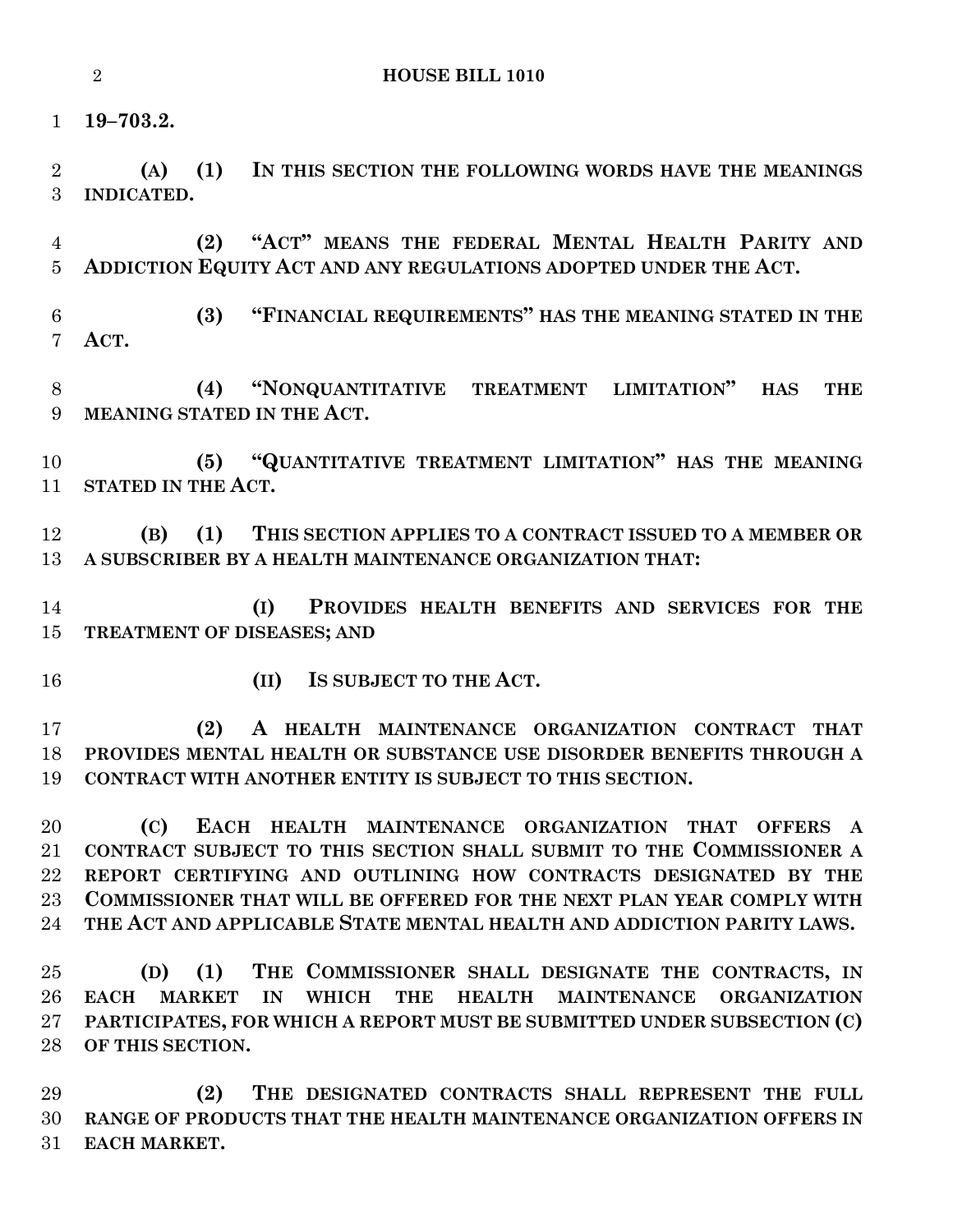**19–703.2.**

**(A) (1) IN THIS SECTION THE FOLLOWING WORDS HAVE THE MEANINGS INDICATED.**

**(2) "ACT" MEANS THE FEDERAL MENTAL HEALTH PARITY AND ADDICTION EQUITY ACT AND ANY REGULATIONS ADOPTED UNDER THE ACT.**

**(3) "FINANCIAL REQUIREMENTS" HAS THE MEANING STATED IN THE ACT.**

**(4) "NONQUANTITATIVE TREATMENT LIMITATION" HAS THE MEANING STATED IN THE ACT.**

**(5) "QUANTITATIVE TREATMENT LIMITATION" HAS THE MEANING STATED IN THE ACT.**

**(B) (1) THIS SECTION APPLIES TO A CONTRACT ISSUED TO A MEMBER OR A SUBSCRIBER BY A HEALTH MAINTENANCE ORGANIZATION THAT:**

**(I) PROVIDES HEALTH BENEFITS AND SERVICES FOR THE TREATMENT OF DISEASES; AND**

**(II) IS SUBJECT TO THE ACT.**

**(2) A HEALTH MAINTENANCE ORGANIZATION CONTRACT THAT PROVIDES MENTAL HEALTH OR SUBSTANCE USE DISORDER BENEFITS THROUGH A CONTRACT WITH ANOTHER ENTITY IS SUBJECT TO THIS SECTION.**

**(C) EACH HEALTH MAINTENANCE ORGANIZATION THAT OFFERS A CONTRACT SUBJECT TO THIS SECTION SHALL SUBMIT TO THE COMMISSIONER A REPORT CERTIFYING AND OUTLINING HOW CONTRACTS DESIGNATED BY THE COMMISSIONER THAT WILL BE OFFERED FOR THE NEXT PLAN YEAR COMPLY WITH THE ACT AND APPLICABLE STATE MENTAL HEALTH AND ADDICTION PARITY LAWS.**

**(D) (1) THE COMMISSIONER SHALL DESIGNATE THE CONTRACTS, IN EACH MARKET IN WHICH THE HEALTH MAINTENANCE ORGANIZATION PARTICIPATES, FOR WHICH A REPORT MUST BE SUBMITTED UNDER SUBSECTION (C) OF THIS SECTION.**

**(2) THE DESIGNATED CONTRACTS SHALL REPRESENT THE FULL RANGE OF PRODUCTS THAT THE HEALTH MAINTENANCE ORGANIZATION OFFERS IN EACH MARKET.**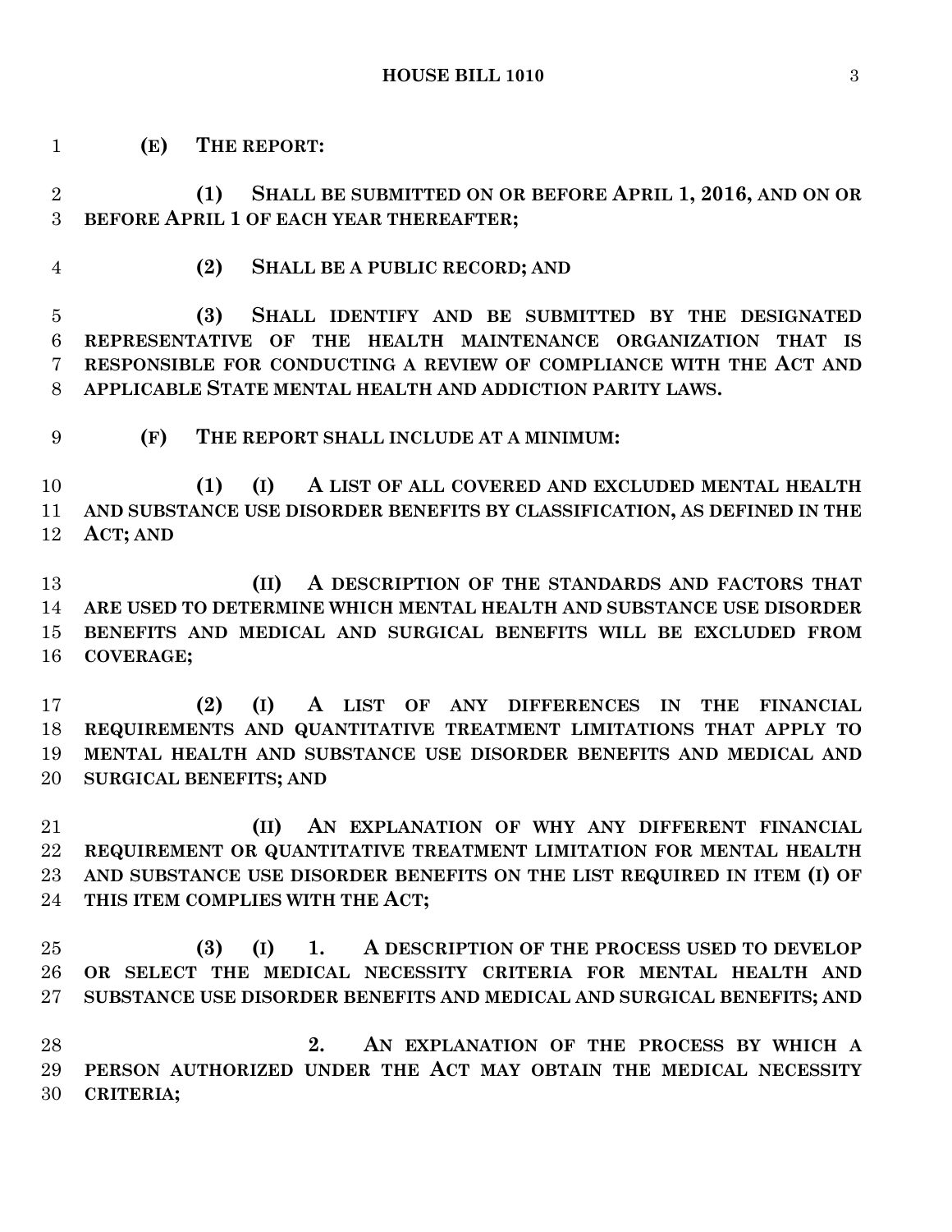**(E) THE REPORT:**

**(1) SHALL BE SUBMITTED ON OR BEFORE APRIL 1, 2016, AND ON OR BEFORE APRIL 1 OF EACH YEAR THEREAFTER;**

**(2) SHALL BE A PUBLIC RECORD; AND**

**(3) SHALL IDENTIFY AND BE SUBMITTED BY THE DESIGNATED REPRESENTATIVE OF THE HEALTH MAINTENANCE ORGANIZATION THAT IS RESPONSIBLE FOR CONDUCTING A REVIEW OF COMPLIANCE WITH THE ACT AND APPLICABLE STATE MENTAL HEALTH AND ADDICTION PARITY LAWS.**

**(F) THE REPORT SHALL INCLUDE AT A MINIMUM:**

**(1) (I) A LIST OF ALL COVERED AND EXCLUDED MENTAL HEALTH AND SUBSTANCE USE DISORDER BENEFITS BY CLASSIFICATION, AS DEFINED IN THE ACT; AND**

**(II) A DESCRIPTION OF THE STANDARDS AND FACTORS THAT ARE USED TO DETERMINE WHICH MENTAL HEALTH AND SUBSTANCE USE DISORDER BENEFITS AND MEDICAL AND SURGICAL BENEFITS WILL BE EXCLUDED FROM COVERAGE;**

**(2) (I) A LIST OF ANY DIFFERENCES IN THE FINANCIAL REQUIREMENTS AND QUANTITATIVE TREATMENT LIMITATIONS THAT APPLY TO MENTAL HEALTH AND SUBSTANCE USE DISORDER BENEFITS AND MEDICAL AND SURGICAL BENEFITS; AND**

**(II) AN EXPLANATION OF WHY ANY DIFFERENT FINANCIAL REQUIREMENT OR QUANTITATIVE TREATMENT LIMITATION FOR MENTAL HEALTH AND SUBSTANCE USE DISORDER BENEFITS ON THE LIST REQUIRED IN ITEM (I) OF THIS ITEM COMPLIES WITH THE ACT;**

**(3) (I) 1. A DESCRIPTION OF THE PROCESS USED TO DEVELOP OR SELECT THE MEDICAL NECESSITY CRITERIA FOR MENTAL HEALTH AND SUBSTANCE USE DISORDER BENEFITS AND MEDICAL AND SURGICAL BENEFITS; AND**

**2. AN EXPLANATION OF THE PROCESS BY WHICH A PERSON AUTHORIZED UNDER THE ACT MAY OBTAIN THE MEDICAL NECESSITY CRITERIA;**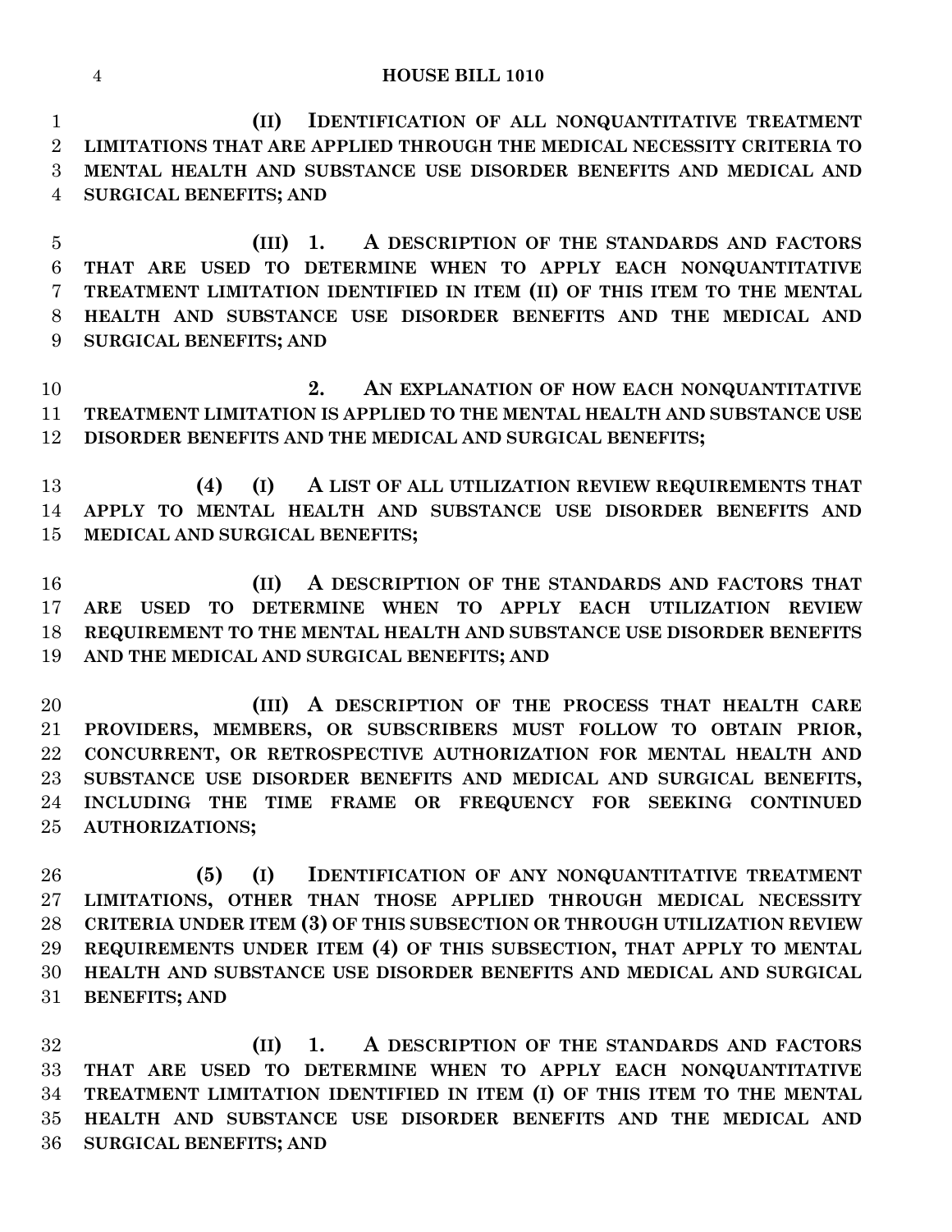**(II) IDENTIFICATION OF ALL NONQUANTITATIVE TREATMENT LIMITATIONS THAT ARE APPLIED THROUGH THE MEDICAL NECESSITY CRITERIA TO MENTAL HEALTH AND SUBSTANCE USE DISORDER BENEFITS AND MEDICAL AND SURGICAL BENEFITS; AND**

**(III) 1. A DESCRIPTION OF THE STANDARDS AND FACTORS THAT ARE USED TO DETERMINE WHEN TO APPLY EACH NONQUANTITATIVE TREATMENT LIMITATION IDENTIFIED IN ITEM (II) OF THIS ITEM TO THE MENTAL HEALTH AND SUBSTANCE USE DISORDER BENEFITS AND THE MEDICAL AND SURGICAL BENEFITS; AND**

**2. AN EXPLANATION OF HOW EACH NONQUANTITATIVE TREATMENT LIMITATION IS APPLIED TO THE MENTAL HEALTH AND SUBSTANCE USE DISORDER BENEFITS AND THE MEDICAL AND SURGICAL BENEFITS;**

**(4) (I) A LIST OF ALL UTILIZATION REVIEW REQUIREMENTS THAT APPLY TO MENTAL HEALTH AND SUBSTANCE USE DISORDER BENEFITS AND MEDICAL AND SURGICAL BENEFITS;**

**(II) A DESCRIPTION OF THE STANDARDS AND FACTORS THAT ARE USED TO DETERMINE WHEN TO APPLY EACH UTILIZATION REVIEW REQUIREMENT TO THE MENTAL HEALTH AND SUBSTANCE USE DISORDER BENEFITS AND THE MEDICAL AND SURGICAL BENEFITS; AND**

**(III) A DESCRIPTION OF THE PROCESS THAT HEALTH CARE PROVIDERS, MEMBERS, OR SUBSCRIBERS MUST FOLLOW TO OBTAIN PRIOR, CONCURRENT, OR RETROSPECTIVE AUTHORIZATION FOR MENTAL HEALTH AND SUBSTANCE USE DISORDER BENEFITS AND MEDICAL AND SURGICAL BENEFITS, INCLUDING THE TIME FRAME OR FREQUENCY FOR SEEKING CONTINUED AUTHORIZATIONS;**

**(5) (I) IDENTIFICATION OF ANY NONQUANTITATIVE TREATMENT LIMITATIONS, OTHER THAN THOSE APPLIED THROUGH MEDICAL NECESSITY CRITERIA UNDER ITEM (3) OF THIS SUBSECTION OR THROUGH UTILIZATION REVIEW REQUIREMENTS UNDER ITEM (4) OF THIS SUBSECTION, THAT APPLY TO MENTAL HEALTH AND SUBSTANCE USE DISORDER BENEFITS AND MEDICAL AND SURGICAL BENEFITS; AND**

**(II) 1. A DESCRIPTION OF THE STANDARDS AND FACTORS THAT ARE USED TO DETERMINE WHEN TO APPLY EACH NONQUANTITATIVE TREATMENT LIMITATION IDENTIFIED IN ITEM (I) OF THIS ITEM TO THE MENTAL HEALTH AND SUBSTANCE USE DISORDER BENEFITS AND THE MEDICAL AND SURGICAL BENEFITS; AND**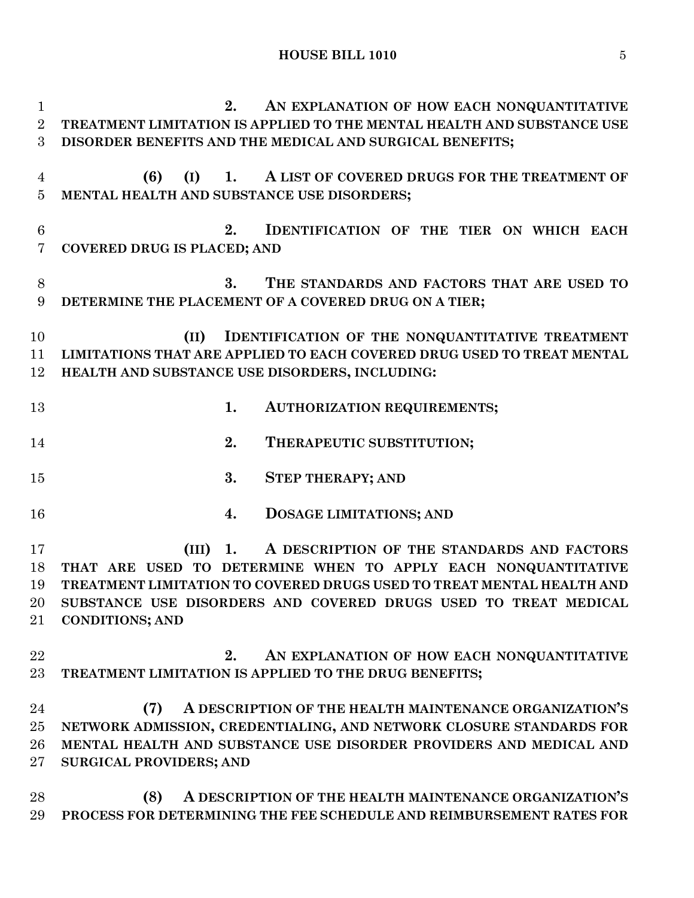**2. AN EXPLANATION OF HOW EACH NONQUANTITATIVE TREATMENT LIMITATION IS APPLIED TO THE MENTAL HEALTH AND SUBSTANCE USE DISORDER BENEFITS AND THE MEDICAL AND SURGICAL BENEFITS;**

**(6) (I) 1. A LIST OF COVERED DRUGS FOR THE TREATMENT OF MENTAL HEALTH AND SUBSTANCE USE DISORDERS;**

**2. IDENTIFICATION OF THE TIER ON WHICH EACH COVERED DRUG IS PLACED; AND**

**3. THE STANDARDS AND FACTORS THAT ARE USED TO DETERMINE THE PLACEMENT OF A COVERED DRUG ON A TIER;**

**(II) IDENTIFICATION OF THE NONQUANTITATIVE TREATMENT LIMITATIONS THAT ARE APPLIED TO EACH COVERED DRUG USED TO TREAT MENTAL HEALTH AND SUBSTANCE USE DISORDERS, INCLUDING:**

**1. AUTHORIZATION REQUIREMENTS;**

**2. THERAPEUTIC SUBSTITUTION;**

**3. STEP THERAPY; AND**

**4. DOSAGE LIMITATIONS; AND**

**(III) 1. A DESCRIPTION OF THE STANDARDS AND FACTORS THAT ARE USED TO DETERMINE WHEN TO APPLY EACH NONQUANTITATIVE TREATMENT LIMITATION TO COVERED DRUGS USED TO TREAT MENTAL HEALTH AND SUBSTANCE USE DISORDERS AND COVERED DRUGS USED TO TREAT MEDICAL CONDITIONS; AND**

**2. AN EXPLANATION OF HOW EACH NONQUANTITATIVE TREATMENT LIMITATION IS APPLIED TO THE DRUG BENEFITS;**

**(7) A DESCRIPTION OF THE HEALTH MAINTENANCE ORGANIZATION'S NETWORK ADMISSION, CREDENTIALING, AND NETWORK CLOSURE STANDARDS FOR MENTAL HEALTH AND SUBSTANCE USE DISORDER PROVIDERS AND MEDICAL AND SURGICAL PROVIDERS; AND**

**(8) A DESCRIPTION OF THE HEALTH MAINTENANCE ORGANIZATION'S PROCESS FOR DETERMINING THE FEE SCHEDULE AND REIMBURSEMENT RATES FOR**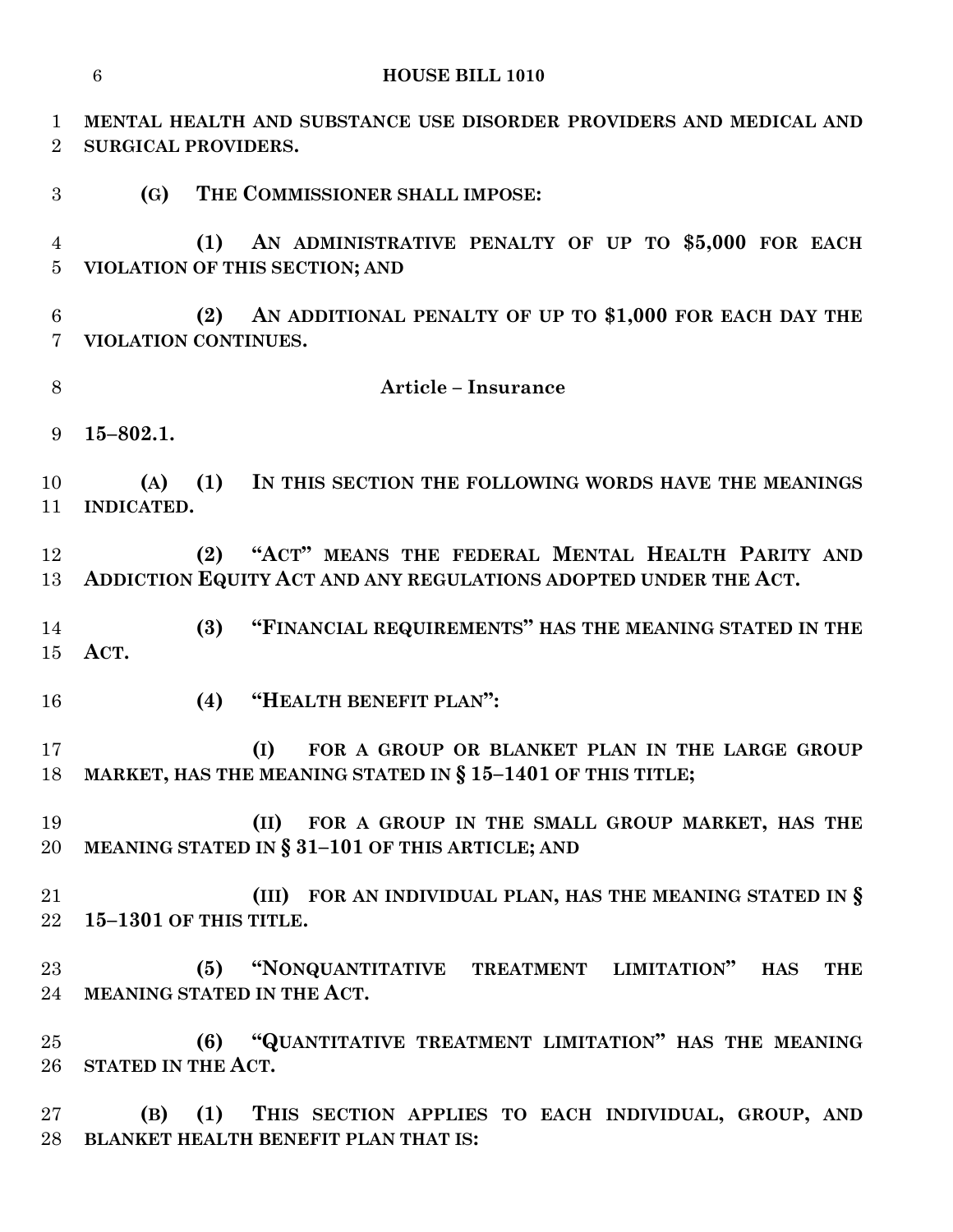**MENTAL HEALTH AND SUBSTANCE USE DISORDER PROVIDERS AND MEDICAL AND SURGICAL PROVIDERS.**

**(G) THE COMMISSIONER SHALL IMPOSE:**

**(1) AN ADMINISTRATIVE PENALTY OF UP TO $5,000 FOR EACH VIOLATION OF THIS SECTION; AND**

**(2) AN ADDITIONAL PENALTY OF UP TO $1,000 FOR EACH DAY THE VIOLATION CONTINUES.**

**Article – Insurance**

**15–802.1.**

**(A) (1) IN THIS SECTION THE FOLLOWING WORDS HAVE THE MEANINGS INDICATED.**

**(2) "ACT" MEANS THE FEDERAL MENTAL HEALTH PARITY AND ADDICTION EQUITY ACT AND ANY REGULATIONS ADOPTED UNDER THE ACT.**

**(3) "FINANCIAL REQUIREMENTS" HAS THE MEANING STATED IN THE ACT.**

**(4) "HEALTH BENEFIT PLAN":**

**(I) FOR A GROUP OR BLANKET PLAN IN THE LARGE GROUP MARKET, HAS THE MEANING STATED IN § 15–1401 OF THIS TITLE;**

**(II) FOR A GROUP IN THE SMALL GROUP MARKET, HAS THE MEANING STATED IN § 31–101 OF THIS ARTICLE; AND**

**(III) FOR AN INDIVIDUAL PLAN, HAS THE MEANING STATED IN § 15–1301 OF THIS TITLE.**

**(5) "NONQUANTITATIVE TREATMENT LIMITATION" HAS THE MEANING STATED IN THE ACT.**

**(6) "QUANTITATIVE TREATMENT LIMITATION" HAS THE MEANING STATED IN THE ACT.**

**(B) (1) THIS SECTION APPLIES TO EACH INDIVIDUAL, GROUP, AND BLANKET HEALTH BENEFIT PLAN THAT IS:**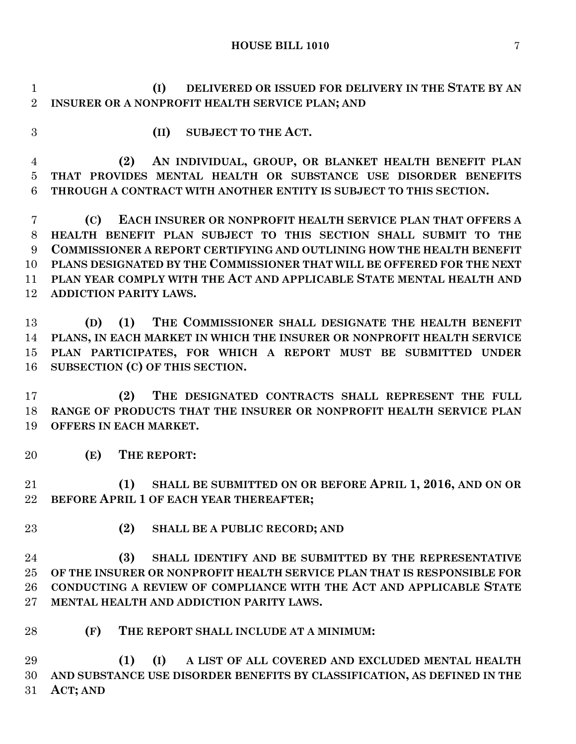(I) DELIVERED OR ISSUED FOR DELIVERY IN THE STATE BY AN INSURER OR A NONPROFIT HEALTH SERVICE PLAN; AND

(II) SUBJECT TO THE ACT.

(2) AN INDIVIDUAL, GROUP, OR BLANKET HEALTH BENEFIT PLAN THAT PROVIDES MENTAL HEALTH OR SUBSTANCE USE DISORDER BENEFITS THROUGH A CONTRACT WITH ANOTHER ENTITY IS SUBJECT TO THIS SECTION.

(C) EACH INSURER OR NONPROFIT HEALTH SERVICE PLAN THAT OFFERS A HEALTH BENEFIT PLAN SUBJECT TO THIS SECTION SHALL SUBMIT TO THE COMMISSIONER A REPORT CERTIFYING AND OUTLINING HOW THE HEALTH BENEFIT PLANS DESIGNATED BY THE COMMISSIONER THAT WILL BE OFFERED FOR THE NEXT PLAN YEAR COMPLY WITH THE ACT AND APPLICABLE STATE MENTAL HEALTH AND ADDICTION PARITY LAWS.

(D) (1) THE COMMISSIONER SHALL DESIGNATE THE HEALTH BENEFIT PLANS, IN EACH MARKET IN WHICH THE INSURER OR NONPROFIT HEALTH SERVICE PLAN PARTICIPATES, FOR WHICH A REPORT MUST BE SUBMITTED UNDER SUBSECTION (C) OF THIS SECTION.

(2) THE DESIGNATED CONTRACTS SHALL REPRESENT THE FULL RANGE OF PRODUCTS THAT THE INSURER OR NONPROFIT HEALTH SERVICE PLAN OFFERS IN EACH MARKET.

(E) THE REPORT:

(1) SHALL BE SUBMITTED ON OR BEFORE APRIL 1, 2016, AND ON OR BEFORE APRIL 1 OF EACH YEAR THEREAFTER;

(2) SHALL BE A PUBLIC RECORD; AND

(3) SHALL IDENTIFY AND BE SUBMITTED BY THE REPRESENTATIVE OF THE INSURER OR NONPROFIT HEALTH SERVICE PLAN THAT IS RESPONSIBLE FOR CONDUCTING A REVIEW OF COMPLIANCE WITH THE ACT AND APPLICABLE STATE MENTAL HEALTH AND ADDICTION PARITY LAWS.

(F) THE REPORT SHALL INCLUDE AT A MINIMUM:

(1) (I) A LIST OF ALL COVERED AND EXCLUDED MENTAL HEALTH AND SUBSTANCE USE DISORDER BENEFITS BY CLASSIFICATION, AS DEFINED IN THE ACT; AND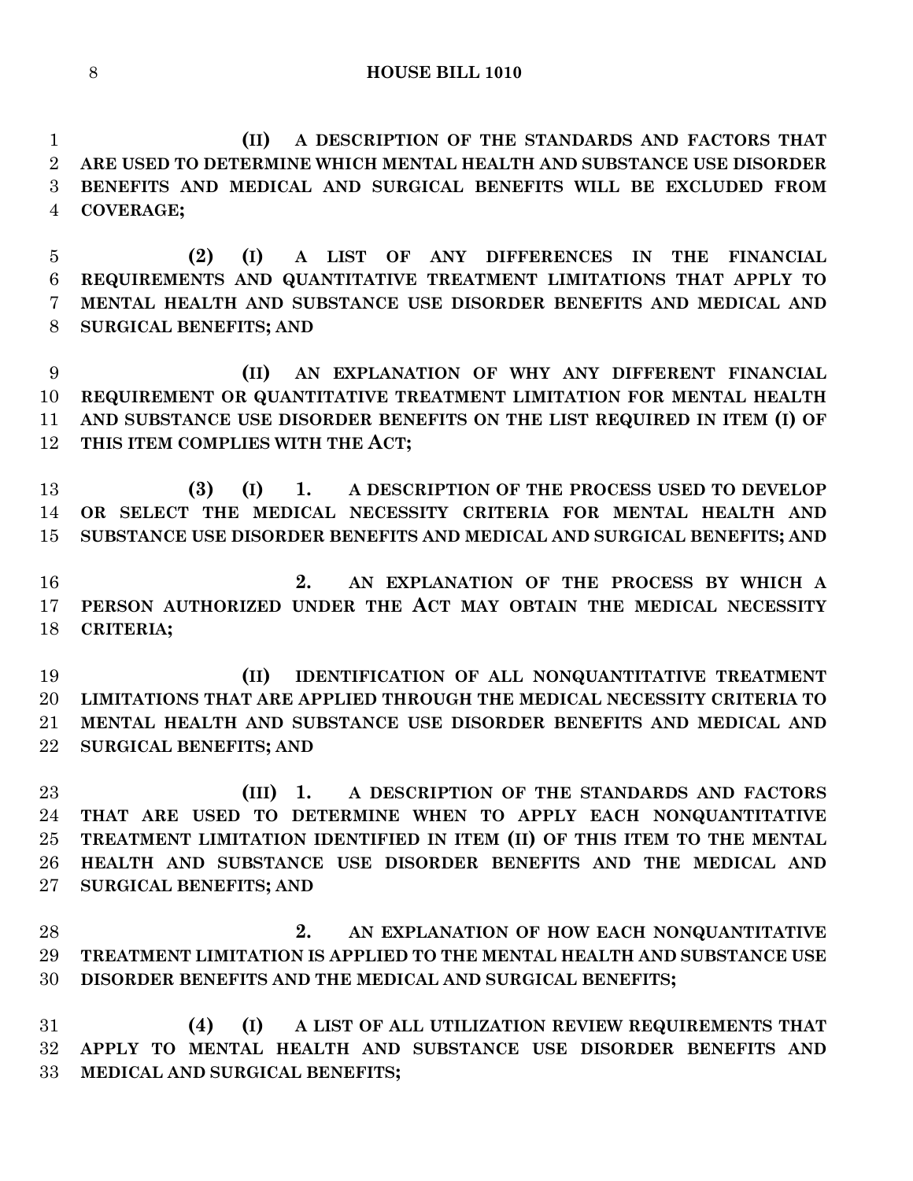**(II) A DESCRIPTION OF THE STANDARDS AND FACTORS THAT ARE USED TO DETERMINE WHICH MENTAL HEALTH AND SUBSTANCE USE DISORDER BENEFITS AND MEDICAL AND SURGICAL BENEFITS WILL BE EXCLUDED FROM COVERAGE;**

**(2) (I) A LIST OF ANY DIFFERENCES IN THE FINANCIAL REQUIREMENTS AND QUANTITATIVE TREATMENT LIMITATIONS THAT APPLY TO MENTAL HEALTH AND SUBSTANCE USE DISORDER BENEFITS AND MEDICAL AND SURGICAL BENEFITS; AND**

**(II) AN EXPLANATION OF WHY ANY DIFFERENT FINANCIAL REQUIREMENT OR QUANTITATIVE TREATMENT LIMITATION FOR MENTAL HEALTH AND SUBSTANCE USE DISORDER BENEFITS ON THE LIST REQUIRED IN ITEM (I) OF THIS ITEM COMPLIES WITH THE ACT;**

**(3) (I) 1. A DESCRIPTION OF THE PROCESS USED TO DEVELOP OR SELECT THE MEDICAL NECESSITY CRITERIA FOR MENTAL HEALTH AND SUBSTANCE USE DISORDER BENEFITS AND MEDICAL AND SURGICAL BENEFITS; AND**

**2. AN EXPLANATION OF THE PROCESS BY WHICH A PERSON AUTHORIZED UNDER THE ACT MAY OBTAIN THE MEDICAL NECESSITY CRITERIA;**

**(II) IDENTIFICATION OF ALL NONQUANTITATIVE TREATMENT LIMITATIONS THAT ARE APPLIED THROUGH THE MEDICAL NECESSITY CRITERIA TO MENTAL HEALTH AND SUBSTANCE USE DISORDER BENEFITS AND MEDICAL AND SURGICAL BENEFITS; AND**

**(III) 1. A DESCRIPTION OF THE STANDARDS AND FACTORS THAT ARE USED TO DETERMINE WHEN TO APPLY EACH NONQUANTITATIVE TREATMENT LIMITATION IDENTIFIED IN ITEM (II) OF THIS ITEM TO THE MENTAL HEALTH AND SUBSTANCE USE DISORDER BENEFITS AND THE MEDICAL AND SURGICAL BENEFITS; AND**

**2. AN EXPLANATION OF HOW EACH NONQUANTITATIVE TREATMENT LIMITATION IS APPLIED TO THE MENTAL HEALTH AND SUBSTANCE USE DISORDER BENEFITS AND THE MEDICAL AND SURGICAL BENEFITS;**

**(4) (I) A LIST OF ALL UTILIZATION REVIEW REQUIREMENTS THAT APPLY TO MENTAL HEALTH AND SUBSTANCE USE DISORDER BENEFITS AND MEDICAL AND SURGICAL BENEFITS;**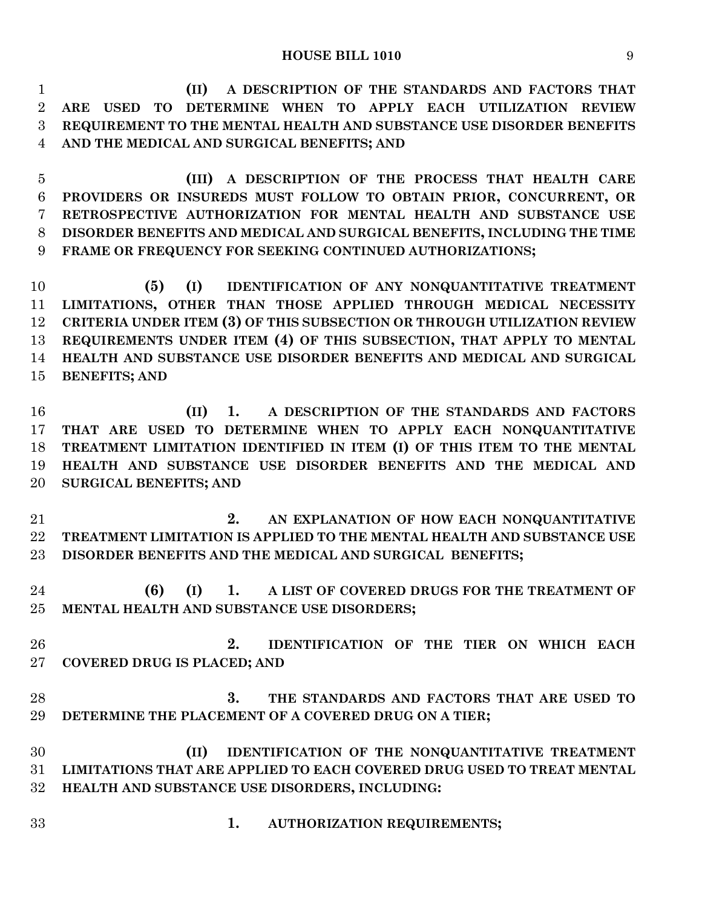**(II) A DESCRIPTION OF THE STANDARDS AND FACTORS THAT ARE USED TO DETERMINE WHEN TO APPLY EACH UTILIZATION REVIEW REQUIREMENT TO THE MENTAL HEALTH AND SUBSTANCE USE DISORDER BENEFITS AND THE MEDICAL AND SURGICAL BENEFITS; AND**

**(III) A DESCRIPTION OF THE PROCESS THAT HEALTH CARE PROVIDERS OR INSUREDS MUST FOLLOW TO OBTAIN PRIOR, CONCURRENT, OR RETROSPECTIVE AUTHORIZATION FOR MENTAL HEALTH AND SUBSTANCE USE DISORDER BENEFITS AND MEDICAL AND SURGICAL BENEFITS, INCLUDING THE TIME FRAME OR FREQUENCY FOR SEEKING CONTINUED AUTHORIZATIONS;**

**(5) (I) IDENTIFICATION OF ANY NONQUANTITATIVE TREATMENT LIMITATIONS, OTHER THAN THOSE APPLIED THROUGH MEDICAL NECESSITY CRITERIA UNDER ITEM (3) OF THIS SUBSECTION OR THROUGH UTILIZATION REVIEW REQUIREMENTS UNDER ITEM (4) OF THIS SUBSECTION, THAT APPLY TO MENTAL HEALTH AND SUBSTANCE USE DISORDER BENEFITS AND MEDICAL AND SURGICAL BENEFITS; AND**

**(II) 1. A DESCRIPTION OF THE STANDARDS AND FACTORS THAT ARE USED TO DETERMINE WHEN TO APPLY EACH NONQUANTITATIVE TREATMENT LIMITATION IDENTIFIED IN ITEM (I) OF THIS ITEM TO THE MENTAL HEALTH AND SUBSTANCE USE DISORDER BENEFITS AND THE MEDICAL AND SURGICAL BENEFITS; AND**

**2. AN EXPLANATION OF HOW EACH NONQUANTITATIVE TREATMENT LIMITATION IS APPLIED TO THE MENTAL HEALTH AND SUBSTANCE USE DISORDER BENEFITS AND THE MEDICAL AND SURGICAL BENEFITS;**

**(6) (I) 1. A LIST OF COVERED DRUGS FOR THE TREATMENT OF MENTAL HEALTH AND SUBSTANCE USE DISORDERS;**

**2. IDENTIFICATION OF THE TIER ON WHICH EACH COVERED DRUG IS PLACED; AND**

**3. THE STANDARDS AND FACTORS THAT ARE USED TO DETERMINE THE PLACEMENT OF A COVERED DRUG ON A TIER;**

**(II) IDENTIFICATION OF THE NONQUANTITATIVE TREATMENT LIMITATIONS THAT ARE APPLIED TO EACH COVERED DRUG USED TO TREAT MENTAL HEALTH AND SUBSTANCE USE DISORDERS, INCLUDING:**

**1. AUTHORIZATION REQUIREMENTS;**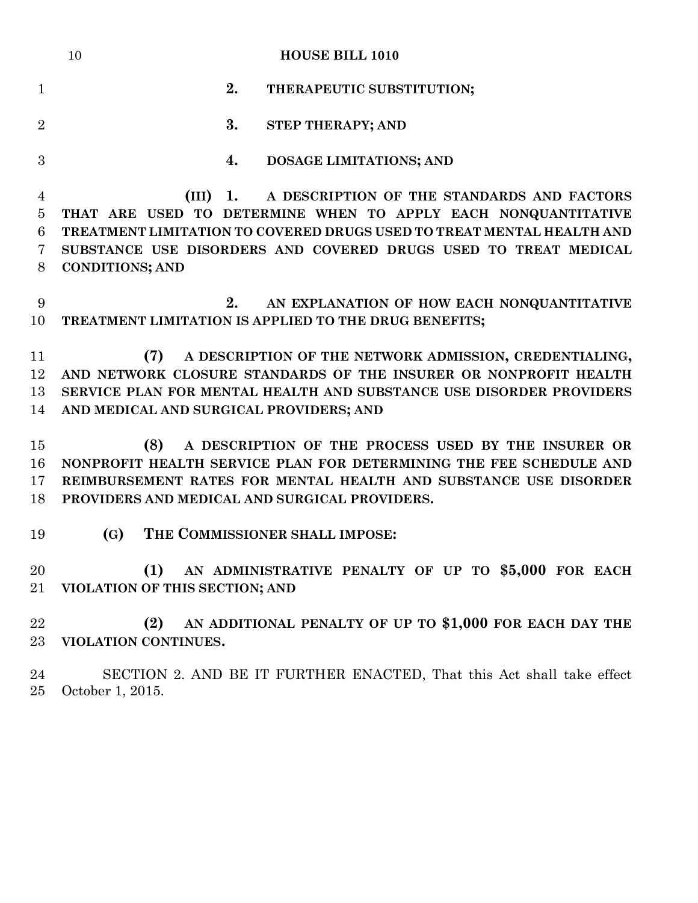**2. THERAPEUTIC SUBSTITUTION;**

**3. STEP THERAPY; AND**

**4. DOSAGE LIMITATIONS; AND**

**(III) 1. A DESCRIPTION OF THE STANDARDS AND FACTORS THAT ARE USED TO DETERMINE WHEN TO APPLY EACH NONQUANTITATIVE TREATMENT LIMITATION TO COVERED DRUGS USED TO TREAT MENTAL HEALTH AND SUBSTANCE USE DISORDERS AND COVERED DRUGS USED TO TREAT MEDICAL CONDITIONS; AND**

**2. AN EXPLANATION OF HOW EACH NONQUANTITATIVE TREATMENT LIMITATION IS APPLIED TO THE DRUG BENEFITS;**

**(7) A DESCRIPTION OF THE NETWORK ADMISSION, CREDENTIALING, AND NETWORK CLOSURE STANDARDS OF THE INSURER OR NONPROFIT HEALTH SERVICE PLAN FOR MENTAL HEALTH AND SUBSTANCE USE DISORDER PROVIDERS AND MEDICAL AND SURGICAL PROVIDERS; AND**

**(8) A DESCRIPTION OF THE PROCESS USED BY THE INSURER OR NONPROFIT HEALTH SERVICE PLAN FOR DETERMINING THE FEE SCHEDULE AND REIMBURSEMENT RATES FOR MENTAL HEALTH AND SUBSTANCE USE DISORDER PROVIDERS AND MEDICAL AND SURGICAL PROVIDERS.**

**(G) THE COMMISSIONER SHALL IMPOSE:**

**(1) AN ADMINISTRATIVE PENALTY OF UP TO $5,000 FOR EACH VIOLATION OF THIS SECTION; AND**

**(2) AN ADDITIONAL PENALTY OF UP TO $1,000 FOR EACH DAY THE VIOLATION CONTINUES.**

SECTION 2. AND BE IT FURTHER ENACTED, That this Act shall take effect October 1, 2015.